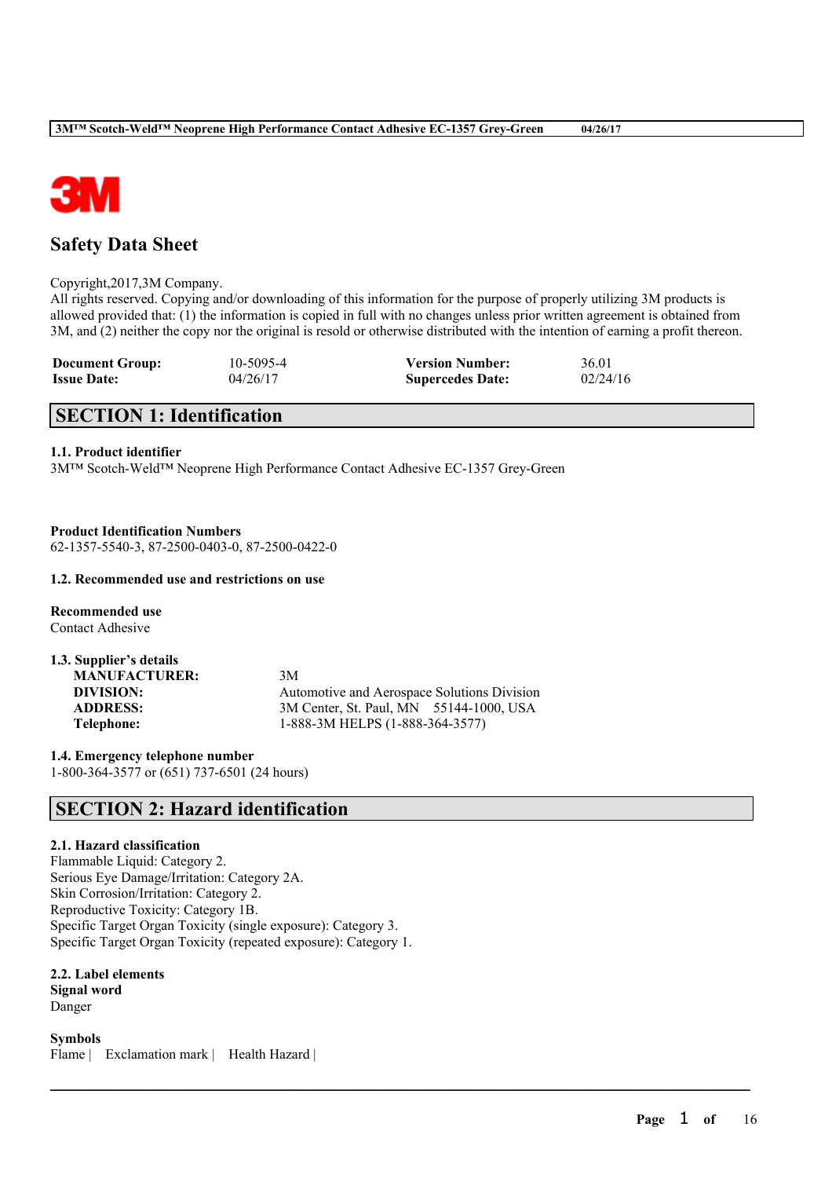# Safety Data Sheet

Copyright,2017,3M Company.
All rights reserved. Copying and/or downloading of this information for the purpose of properly utilizing 3M products is allowed provided that: (1) the information is copied in full with no changes unless prior written agreement is obtained from 3M, and (2) neither the copy nor the original is resold or otherwise distributed with the intention of earning a profit thereon.

| | | | |
|---|---|---|---|
| **Document Group:** | 10-5095-4 | **Version Number:** | 36.01 |
| **Issue Date:** | 04/26/17 | **Supercedes Date:** | 02/24/16 |

## SECTION 1: Identification

### 1.1. Product identifier

3M™ Scotch-Weld™ Neoprene High Performance Contact Adhesive EC-1357 Grey-Green

**Product Identification Numbers**
62-1357-5540-3, 87-2500-0403-0, 87-2500-0422-0

### 1.2. Recommended use and restrictions on use

**Recommended use**
Contact Adhesive

### 1.3. Supplier's details

| | |
|---|---|
| **MANUFACTURER:** | 3M |
| **DIVISION:** | Automotive and Aerospace Solutions Division |
| **ADDRESS:** | 3M Center, St. Paul, MN 55144-1000, USA |
| **Telephone:** | 1-888-3M HELPS (1-888-364-3577) |

### 1.4. Emergency telephone number

1-800-364-3577 or (651) 737-6501 (24 hours)

## SECTION 2: Hazard identification

### 2.1. Hazard classification

Flammable Liquid: Category 2.
Serious Eye Damage/Irritation: Category 2A.
Skin Corrosion/Irritation: Category 2.
Reproductive Toxicity: Category 1B.
Specific Target Organ Toxicity (single exposure): Category 3.
Specific Target Organ Toxicity (repeated exposure): Category 1.

### 2.2. Label elements

**Signal word**
Danger

**Symbols**
Flame | Exclamation mark | Health Hazard |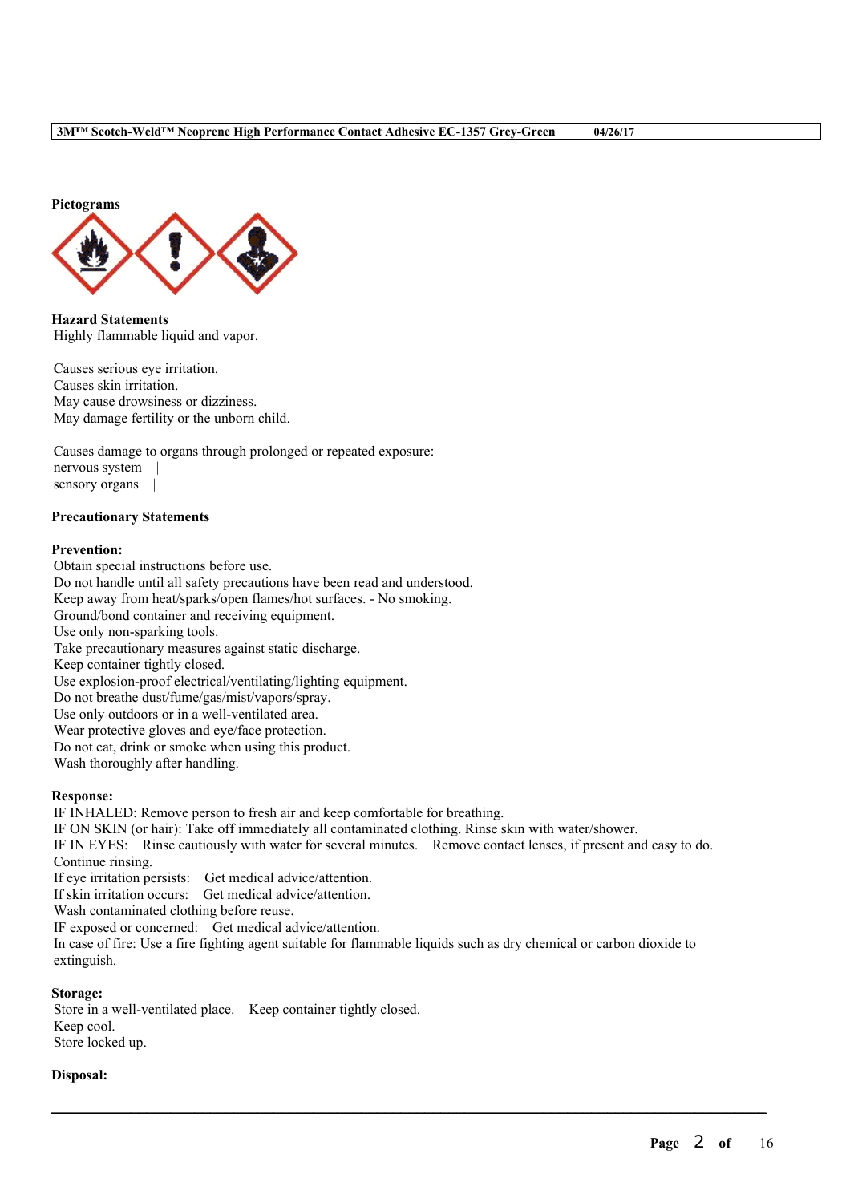**Pictograms**

**Hazard Statements**

Highly flammable liquid and vapor.

Causes serious eye irritation.
Causes skin irritation.
May cause drowsiness or dizziness.
May damage fertility or the unborn child.

Causes damage to organs through prolonged or repeated exposure:
nervous system |
sensory organs |

**Precautionary Statements**

**Prevention:**

Obtain special instructions before use.
Do not handle until all safety precautions have been read and understood.
Keep away from heat/sparks/open flames/hot surfaces. - No smoking.
Ground/bond container and receiving equipment.
Use only non-sparking tools.
Take precautionary measures against static discharge.
Keep container tightly closed.
Use explosion-proof electrical/ventilating/lighting equipment.
Do not breathe dust/fume/gas/mist/vapors/spray.
Use only outdoors or in a well-ventilated area.
Wear protective gloves and eye/face protection.
Do not eat, drink or smoke when using this product.
Wash thoroughly after handling.

**Response:**

IF INHALED: Remove person to fresh air and keep comfortable for breathing.
IF ON SKIN (or hair): Take off immediately all contaminated clothing. Rinse skin with water/shower.
IF IN EYES: Rinse cautiously with water for several minutes. Remove contact lenses, if present and easy to do. Continue rinsing.
If eye irritation persists: Get medical advice/attention.
If skin irritation occurs: Get medical advice/attention.
Wash contaminated clothing before reuse.
IF exposed or concerned: Get medical advice/attention.
In case of fire: Use a fire fighting agent suitable for flammable liquids such as dry chemical or carbon dioxide to extinguish.

**Storage:**

Store in a well-ventilated place. Keep container tightly closed.
Keep cool.
Store locked up.

**Disposal:**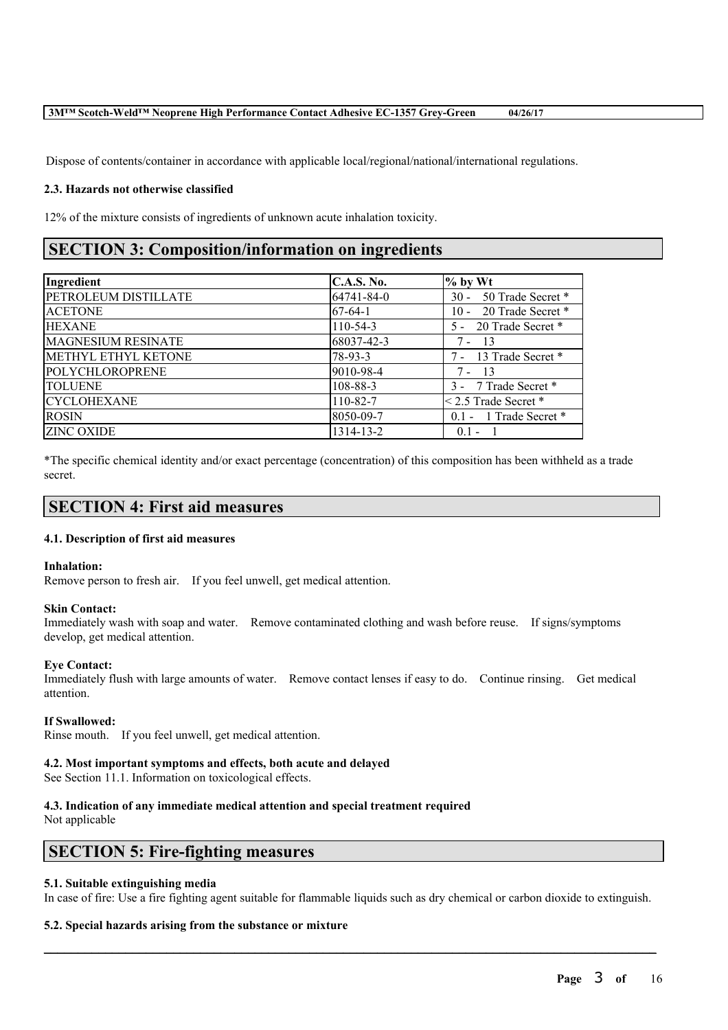Dispose of contents/container in accordance with applicable local/regional/national/international regulations.

#### 2.3. Hazards not otherwise classified

12% of the mixture consists of ingredients of unknown acute inhalation toxicity.

## SECTION 3: Composition/information on ingredients

| Ingredient | C.A.S. No. | % by Wt |
|---|---|---|
| PETROLEUM DISTILLATE | 64741-84-0 | 30 - 50 Trade Secret * |
| ACETONE | 67-64-1 | 10 - 20 Trade Secret * |
| HEXANE | 110-54-3 | 5 - 20 Trade Secret * |
| MAGNESIUM RESINATE | 68037-42-3 | 7 - 13 |
| METHYL ETHYL KETONE | 78-93-3 | 7 - 13 Trade Secret * |
| POLYCHLOROPRENE | 9010-98-4 | 7 - 13 |
| TOLUENE | 108-88-3 | 3 - 7 Trade Secret * |
| CYCLOHEXANE | 110-82-7 | < 2.5 Trade Secret * |
| ROSIN | 8050-09-7 | 0.1 - 1 Trade Secret * |
| ZINC OXIDE | 1314-13-2 | 0.1 - 1 |

*The specific chemical identity and/or exact percentage (concentration) of this composition has been withheld as a trade secret.

## SECTION 4: First aid measures

#### 4.1. Description of first aid measures

**Inhalation:**
Remove person to fresh air. If you feel unwell, get medical attention.

**Skin Contact:**
Immediately wash with soap and water. Remove contaminated clothing and wash before reuse. If signs/symptoms develop, get medical attention.

**Eye Contact:**
Immediately flush with large amounts of water. Remove contact lenses if easy to do. Continue rinsing. Get medical attention.

**If Swallowed:**
Rinse mouth. If you feel unwell, get medical attention.

#### 4.2. Most important symptoms and effects, both acute and delayed

See Section 11.1. Information on toxicological effects.

#### 4.3. Indication of any immediate medical attention and special treatment required

Not applicable

## SECTION 5: Fire-fighting measures

#### 5.1. Suitable extinguishing media

In case of fire: Use a fire fighting agent suitable for flammable liquids such as dry chemical or carbon dioxide to extinguish.

#### 5.2. Special hazards arising from the substance or mixture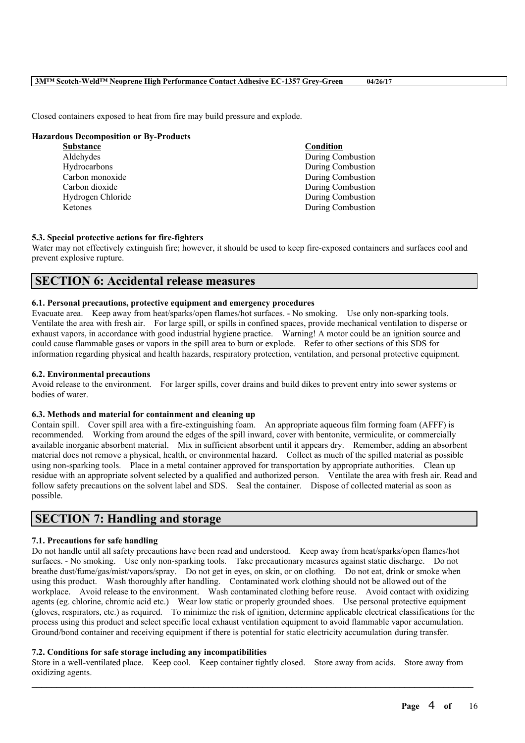Closed containers exposed to heat from fire may build pressure and explode.

**Hazardous Decomposition or By-Products**

| Substance | Condition |
| --- | --- |
| Aldehydes | During Combustion |
| Hydrocarbons | During Combustion |
| Carbon monoxide | During Combustion |
| Carbon dioxide | During Combustion |
| Hydrogen Chloride | During Combustion |
| Ketones | During Combustion |

### 5.3. Special protective actions for fire-fighters

Water may not effectively extinguish fire; however, it should be used to keep fire-exposed containers and surfaces cool and prevent explosive rupture.

## SECTION 6: Accidental release measures

### 6.1. Personal precautions, protective equipment and emergency procedures

Evacuate area. Keep away from heat/sparks/open flames/hot surfaces. - No smoking. Use only non-sparking tools. Ventilate the area with fresh air. For large spill, or spills in confined spaces, provide mechanical ventilation to disperse or exhaust vapors, in accordance with good industrial hygiene practice. Warning! A motor could be an ignition source and could cause flammable gases or vapors in the spill area to burn or explode. Refer to other sections of this SDS for information regarding physical and health hazards, respiratory protection, ventilation, and personal protective equipment.

### 6.2. Environmental precautions

Avoid release to the environment. For larger spills, cover drains and build dikes to prevent entry into sewer systems or bodies of water.

### 6.3. Methods and material for containment and cleaning up

Contain spill. Cover spill area with a fire-extinguishing foam. An appropriate aqueous film forming foam (AFFF) is recommended. Working from around the edges of the spill inward, cover with bentonite, vermiculite, or commercially available inorganic absorbent material. Mix in sufficient absorbent until it appears dry. Remember, adding an absorbent material does not remove a physical, health, or environmental hazard. Collect as much of the spilled material as possible using non-sparking tools. Place in a metal container approved for transportation by appropriate authorities. Clean up residue with an appropriate solvent selected by a qualified and authorized person. Ventilate the area with fresh air. Read and follow safety precautions on the solvent label and SDS. Seal the container. Dispose of collected material as soon as possible.

## SECTION 7: Handling and storage

### 7.1. Precautions for safe handling

Do not handle until all safety precautions have been read and understood. Keep away from heat/sparks/open flames/hot surfaces. - No smoking. Use only non-sparking tools. Take precautionary measures against static discharge. Do not breathe dust/fume/gas/mist/vapors/spray. Do not get in eyes, on skin, or on clothing. Do not eat, drink or smoke when using this product. Wash thoroughly after handling. Contaminated work clothing should not be allowed out of the workplace. Avoid release to the environment. Wash contaminated clothing before reuse. Avoid contact with oxidizing agents (eg. chlorine, chromic acid etc.) Wear low static or properly grounded shoes. Use personal protective equipment (gloves, respirators, etc.) as required. To minimize the risk of ignition, determine applicable electrical classifications for the process using this product and select specific local exhaust ventilation equipment to avoid flammable vapor accumulation. Ground/bond container and receiving equipment if there is potential for static electricity accumulation during transfer.

### 7.2. Conditions for safe storage including any incompatibilities

Store in a well-ventilated place. Keep cool. Keep container tightly closed. Store away from acids. Store away from oxidizing agents.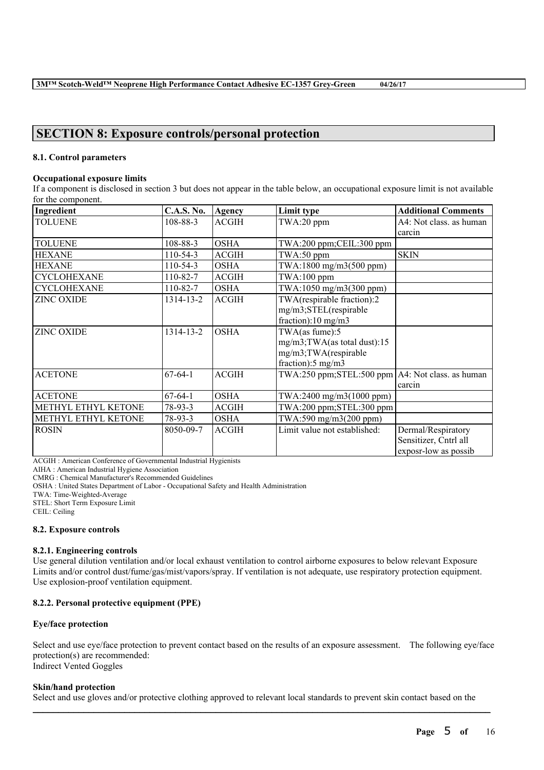## SECTION 8: Exposure controls/personal protection

### 8.1. Control parameters

#### Occupational exposure limits

If a component is disclosed in section 3 but does not appear in the table below, an occupational exposure limit is not available for the component.

| Ingredient | C.A.S. No. | Agency | Limit type | Additional Comments |
|---|---|---|---|---|
| TOLUENE | 108-88-3 | ACGIH | TWA:20 ppm | A4: Not class. as human carcin |
| TOLUENE | 108-88-3 | OSHA | TWA:200 ppm;CEIL:300 ppm | |
| HEXANE | 110-54-3 | ACGIH | TWA:50 ppm | SKIN |
| HEXANE | 110-54-3 | OSHA | TWA:1800 mg/m3(500 ppm) | |
| CYCLOHEXANE | 110-82-7 | ACGIH | TWA:100 ppm | |
| CYCLOHEXANE | 110-82-7 | OSHA | TWA:1050 mg/m3(300 ppm) | |
| ZINC OXIDE | 1314-13-2 | ACGIH | TWA(respirable fraction):2 mg/m3;STEL(respirable fraction):10 mg/m3 | |
| ZINC OXIDE | 1314-13-2 | OSHA | TWA(as fume):5 mg/m3;TWA(as total dust):15 mg/m3;TWA(respirable fraction):5 mg/m3 | |
| ACETONE | 67-64-1 | ACGIH | TWA:250 ppm;STEL:500 ppm | A4: Not class. as human carcin |
| ACETONE | 67-64-1 | OSHA | TWA:2400 mg/m3(1000 ppm) | |
| METHYL ETHYL KETONE | 78-93-3 | ACGIH | TWA:200 ppm;STEL:300 ppm | |
| METHYL ETHYL KETONE | 78-93-3 | OSHA | TWA:590 mg/m3(200 ppm) | |
| ROSIN | 8050-09-7 | ACGIH | Limit value not established: | Dermal/Respiratory Sensitizer, Cntrl all exposr-low as possib |

ACGIH : American Conference of Governmental Industrial Hygienists
AIHA : American Industrial Hygiene Association
CMRG : Chemical Manufacturer's Recommended Guidelines
OSHA : United States Department of Labor - Occupational Safety and Health Administration
TWA: Time-Weighted-Average
STEL: Short Term Exposure Limit
CEIL: Ceiling

### 8.2. Exposure controls

#### 8.2.1. Engineering controls

Use general dilution ventilation and/or local exhaust ventilation to control airborne exposures to below relevant Exposure Limits and/or control dust/fume/gas/mist/vapors/spray. If ventilation is not adequate, use respiratory protection equipment. Use explosion-proof ventilation equipment.

#### 8.2.2. Personal protective equipment (PPE)

**Eye/face protection**

Select and use eye/face protection to prevent contact based on the results of an exposure assessment. The following eye/face protection(s) are recommended:
Indirect Vented Goggles

**Skin/hand protection**

Select and use gloves and/or protective clothing approved to relevant local standards to prevent skin contact based on the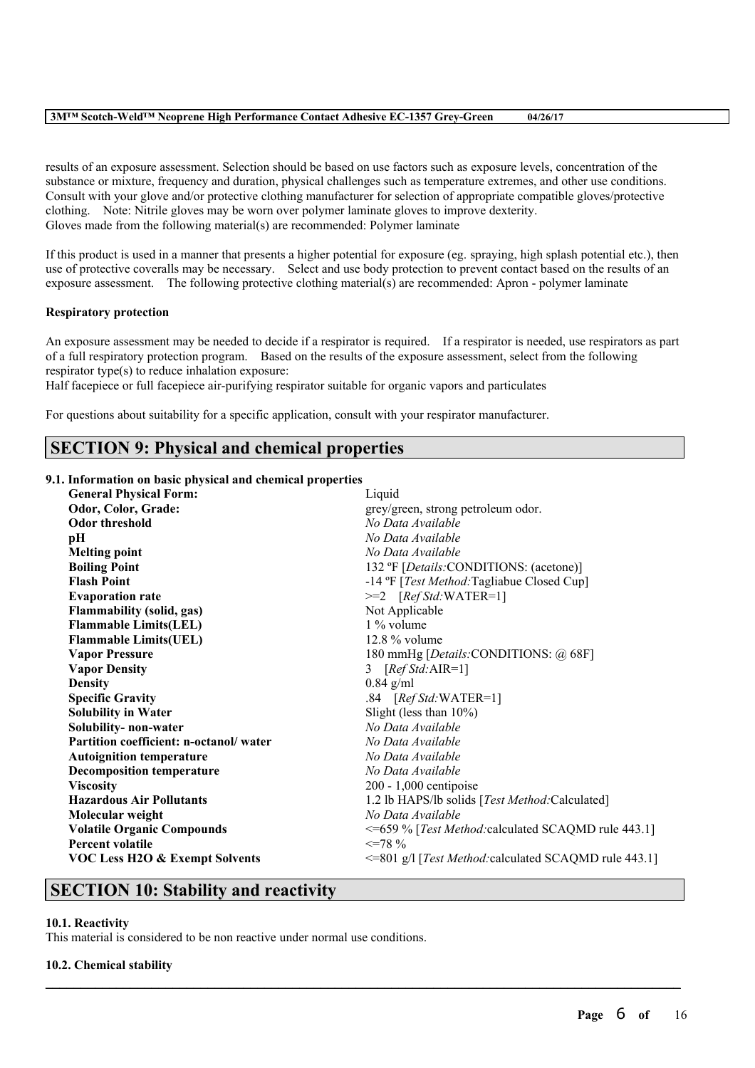results of an exposure assessment. Selection should be based on use factors such as exposure levels, concentration of the substance or mixture, frequency and duration, physical challenges such as temperature extremes, and other use conditions. Consult with your glove and/or protective clothing manufacturer for selection of appropriate compatible gloves/protective clothing. Note: Nitrile gloves may be worn over polymer laminate gloves to improve dexterity.
Gloves made from the following material(s) are recommended: Polymer laminate

If this product is used in a manner that presents a higher potential for exposure (eg. spraying, high splash potential etc.), then use of protective coveralls may be necessary. Select and use body protection to prevent contact based on the results of an exposure assessment. The following protective clothing material(s) are recommended: Apron - polymer laminate

**Respiratory protection**

An exposure assessment may be needed to decide if a respirator is required. If a respirator is needed, use respirators as part of a full respiratory protection program. Based on the results of the exposure assessment, select from the following respirator type(s) to reduce inhalation exposure:
Half facepiece or full facepiece air-purifying respirator suitable for organic vapors and particulates

For questions about suitability for a specific application, consult with your respirator manufacturer.

## SECTION 9: Physical and chemical properties

### 9.1. Information on basic physical and chemical properties

| | |
|---|---|
| **General Physical Form:** | Liquid |
| **Odor, Color, Grade:** | grey/green, strong petroleum odor. |
| **Odor threshold** | *No Data Available* |
| **pH** | *No Data Available* |
| **Melting point** | *No Data Available* |
| **Boiling Point** | 132 ºF [*Details:*CONDITIONS: (acetone)] |
| **Flash Point** | -14 ºF [*Test Method:*Tagliabue Closed Cup] |
| **Evaporation rate** | >=2 [*Ref Std:*WATER=1] |
| **Flammability (solid, gas)** | Not Applicable |
| **Flammable Limits(LEL)** | 1 % volume |
| **Flammable Limits(UEL)** | 12.8 % volume |
| **Vapor Pressure** | 180 mmHg [*Details:*CONDITIONS: @ 68F] |
| **Vapor Density** | 3 [*Ref Std:*AIR=1] |
| **Density** | 0.84 g/ml |
| **Specific Gravity** | .84 [*Ref Std:*WATER=1] |
| **Solubility in Water** | Slight (less than 10%) |
| **Solubility- non-water** | *No Data Available* |
| **Partition coefficient: n-octanol/ water** | *No Data Available* |
| **Autoignition temperature** | *No Data Available* |
| **Decomposition temperature** | *No Data Available* |
| **Viscosity** | 200 - 1,000 centipoise |
| **Hazardous Air Pollutants** | 1.2 lb HAPS/lb solids [*Test Method:*Calculated] |
| **Molecular weight** | *No Data Available* |
| **Volatile Organic Compounds** | <=659 % [*Test Method:*calculated SCAQMD rule 443.1] |
| **Percent volatile** | <=78 % |
| **VOC Less H2O & Exempt Solvents** | <=801 g/l [*Test Method:*calculated SCAQMD rule 443.1] |

## SECTION 10: Stability and reactivity

### 10.1. Reactivity

This material is considered to be non reactive under normal use conditions.

### 10.2. Chemical stability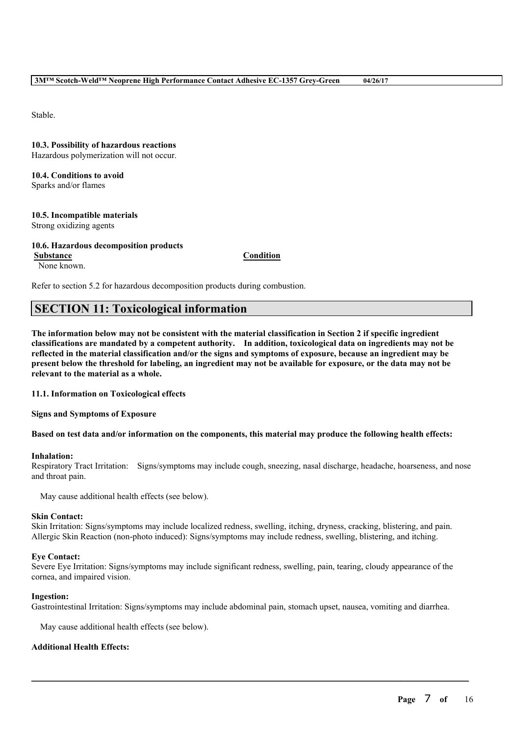Stable.

**10.3. Possibility of hazardous reactions**
Hazardous polymerization will not occur.

**10.4. Conditions to avoid**
Sparks and/or flames

**10.5. Incompatible materials**
Strong oxidizing agents

**10.6. Hazardous decomposition products**

| Substance | Condition |
| --- | --- |
| None known. | |

Refer to section 5.2 for hazardous decomposition products during combustion.

## SECTION 11: Toxicological information

**The information below may not be consistent with the material classification in Section 2 if specific ingredient classifications are mandated by a competent authority. In addition, toxicological data on ingredients may not be reflected in the material classification and/or the signs and symptoms of exposure, because an ingredient may be present below the threshold for labeling, an ingredient may not be available for exposure, or the data may not be relevant to the material as a whole.**

**11.1. Information on Toxicological effects**

**Signs and Symptoms of Exposure**

**Based on test data and/or information on the components, this material may produce the following health effects:**

**Inhalation:**
Respiratory Tract Irritation: Signs/symptoms may include cough, sneezing, nasal discharge, headache, hoarseness, and nose and throat pain.

May cause additional health effects (see below).

**Skin Contact:**
Skin Irritation: Signs/symptoms may include localized redness, swelling, itching, dryness, cracking, blistering, and pain.
Allergic Skin Reaction (non-photo induced): Signs/symptoms may include redness, swelling, blistering, and itching.

**Eye Contact:**
Severe Eye Irritation: Signs/symptoms may include significant redness, swelling, pain, tearing, cloudy appearance of the cornea, and impaired vision.

**Ingestion:**
Gastrointestinal Irritation: Signs/symptoms may include abdominal pain, stomach upset, nausea, vomiting and diarrhea.

May cause additional health effects (see below).

**Additional Health Effects:**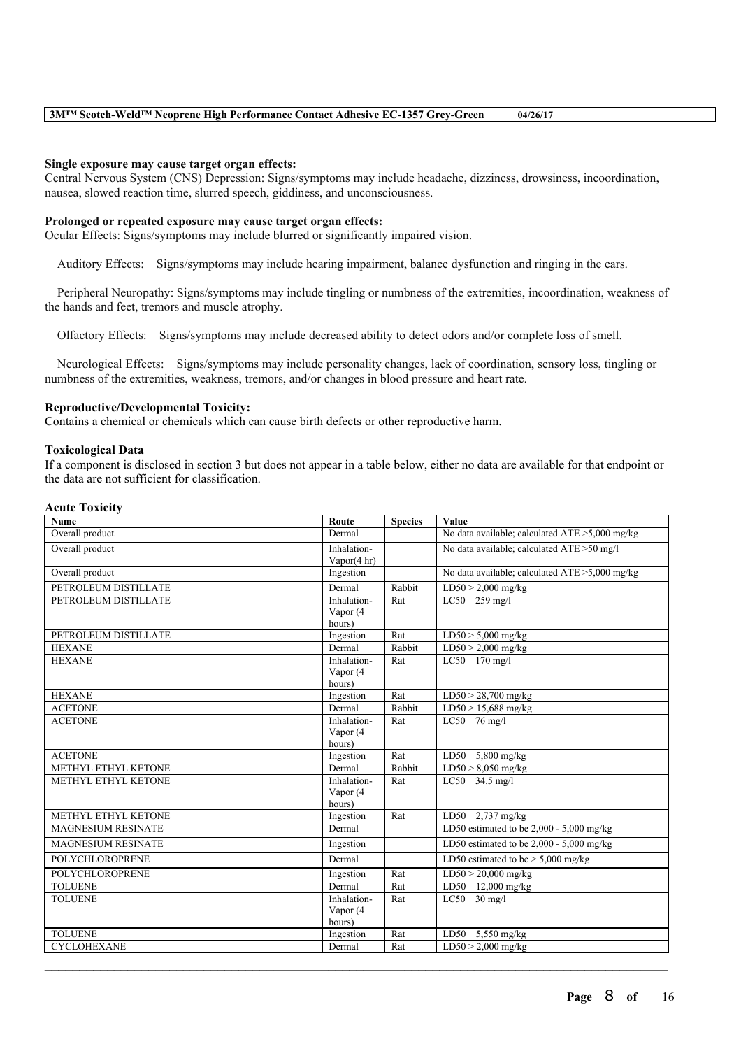**Single exposure may cause target organ effects:**
Central Nervous System (CNS) Depression: Signs/symptoms may include headache, dizziness, drowsiness, incoordination, nausea, slowed reaction time, slurred speech, giddiness, and unconsciousness.

**Prolonged or repeated exposure may cause target organ effects:**
Ocular Effects: Signs/symptoms may include blurred or significantly impaired vision.

Auditory Effects: Signs/symptoms may include hearing impairment, balance dysfunction and ringing in the ears.

Peripheral Neuropathy: Signs/symptoms may include tingling or numbness of the extremities, incoordination, weakness of the hands and feet, tremors and muscle atrophy.

Olfactory Effects: Signs/symptoms may include decreased ability to detect odors and/or complete loss of smell.

Neurological Effects: Signs/symptoms may include personality changes, lack of coordination, sensory loss, tingling or numbness of the extremities, weakness, tremors, and/or changes in blood pressure and heart rate.

**Reproductive/Developmental Toxicity:**
Contains a chemical or chemicals which can cause birth defects or other reproductive harm.

**Toxicological Data**
If a component is disclosed in section 3 but does not appear in a table below, either no data are available for that endpoint or the data are not sufficient for classification.

**Acute Toxicity**

| Name | Route | Species | Value |
|---|---|---|---|
| Overall product | Dermal | | No data available; calculated ATE >5,000 mg/kg |
| Overall product | Inhalation-Vapor(4 hr) | | No data available; calculated ATE >50 mg/l |
| Overall product | Ingestion | | No data available; calculated ATE >5,000 mg/kg |
| PETROLEUM DISTILLATE | Dermal | Rabbit | LD50 > 2,000 mg/kg |
| PETROLEUM DISTILLATE | Inhalation-Vapor (4 hours) | Rat | LC50 259 mg/l |
| PETROLEUM DISTILLATE | Ingestion | Rat | LD50 > 5,000 mg/kg |
| HEXANE | Dermal | Rabbit | LD50 > 2,000 mg/kg |
| HEXANE | Inhalation-Vapor (4 hours) | Rat | LC50 170 mg/l |
| HEXANE | Ingestion | Rat | LD50 > 28,700 mg/kg |
| ACETONE | Dermal | Rabbit | LD50 > 15,688 mg/kg |
| ACETONE | Inhalation-Vapor (4 hours) | Rat | LC50 76 mg/l |
| ACETONE | Ingestion | Rat | LD50 5,800 mg/kg |
| METHYL ETHYL KETONE | Dermal | Rabbit | LD50 > 8,050 mg/kg |
| METHYL ETHYL KETONE | Inhalation-Vapor (4 hours) | Rat | LC50 34.5 mg/l |
| METHYL ETHYL KETONE | Ingestion | Rat | LD50 2,737 mg/kg |
| MAGNESIUM RESINATE | Dermal | | LD50 estimated to be 2,000 - 5,000 mg/kg |
| MAGNESIUM RESINATE | Ingestion | | LD50 estimated to be 2,000 - 5,000 mg/kg |
| POLYCHLOROPRENE | Dermal | | LD50 estimated to be > 5,000 mg/kg |
| POLYCHLOROPRENE | Ingestion | Rat | LD50 > 20,000 mg/kg |
| TOLUENE | Dermal | Rat | LD50 12,000 mg/kg |
| TOLUENE | Inhalation-Vapor (4 hours) | Rat | LC50 30 mg/l |
| TOLUENE | Ingestion | Rat | LD50 5,550 mg/kg |
| CYCLOHEXANE | Dermal | Rat | LD50 > 2,000 mg/kg |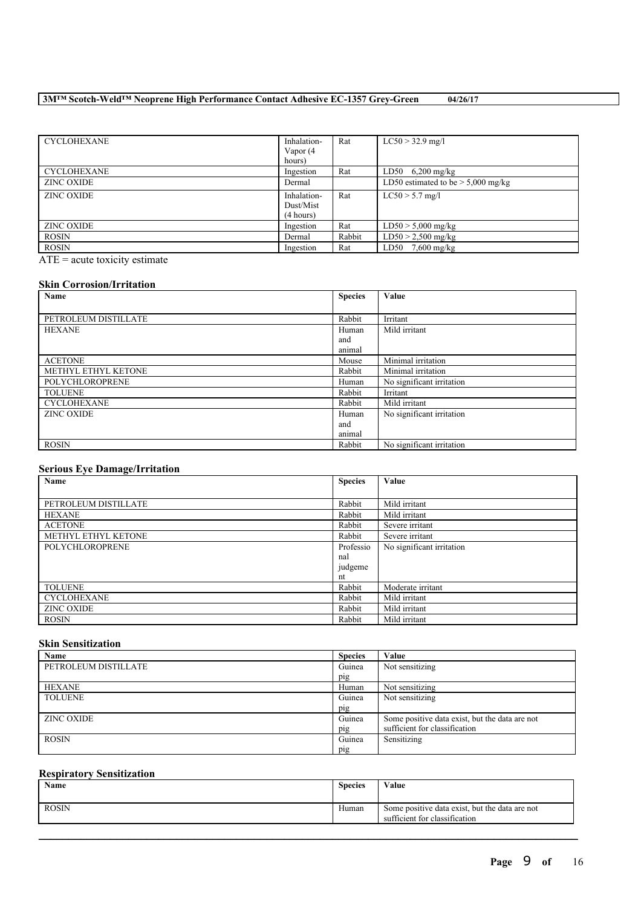| | | | |
|---|---|---|---|
| CYCLOHEXANE | Inhalation-Vapor (4 hours) | Rat | LC50 > 32.9 mg/l |
| CYCLOHEXANE | Ingestion | Rat | LD50 6,200 mg/kg |
| ZINC OXIDE | Dermal | | LD50 estimated to be > 5,000 mg/kg |
| ZINC OXIDE | Inhalation-Dust/Mist (4 hours) | Rat | LC50 > 5.7 mg/l |
| ZINC OXIDE | Ingestion | Rat | LD50 > 5,000 mg/kg |
| ROSIN | Dermal | Rabbit | LD50 > 2,500 mg/kg |
| ROSIN | Ingestion | Rat | LD50 7,600 mg/kg |

ATE = acute toxicity estimate

### Skin Corrosion/Irritation

| Name | Species | Value |
|---|---|---|
| PETROLEUM DISTILLATE | Rabbit | Irritant |
| HEXANE | Human and animal | Mild irritant |
| ACETONE | Mouse | Minimal irritation |
| METHYL ETHYL KETONE | Rabbit | Minimal irritation |
| POLYCHLOROPRENE | Human | No significant irritation |
| TOLUENE | Rabbit | Irritant |
| CYCLOHEXANE | Rabbit | Mild irritant |
| ZINC OXIDE | Human and animal | No significant irritation |
| ROSIN | Rabbit | No significant irritation |

### Serious Eye Damage/Irritation

| Name | Species | Value |
|---|---|---|
| PETROLEUM DISTILLATE | Rabbit | Mild irritant |
| HEXANE | Rabbit | Mild irritant |
| ACETONE | Rabbit | Severe irritant |
| METHYL ETHYL KETONE | Rabbit | Severe irritant |
| POLYCHLOROPRENE | Professional judgement | No significant irritation |
| TOLUENE | Rabbit | Moderate irritant |
| CYCLOHEXANE | Rabbit | Mild irritant |
| ZINC OXIDE | Rabbit | Mild irritant |
| ROSIN | Rabbit | Mild irritant |

### Skin Sensitization

| Name | Species | Value |
|---|---|---|
| PETROLEUM DISTILLATE | Guinea pig | Not sensitizing |
| HEXANE | Human | Not sensitizing |
| TOLUENE | Guinea pig | Not sensitizing |
| ZINC OXIDE | Guinea pig | Some positive data exist, but the data are not sufficient for classification |
| ROSIN | Guinea pig | Sensitizing |

### Respiratory Sensitization

| Name | Species | Value |
|---|---|---|
| ROSIN | Human | Some positive data exist, but the data are not sufficient for classification |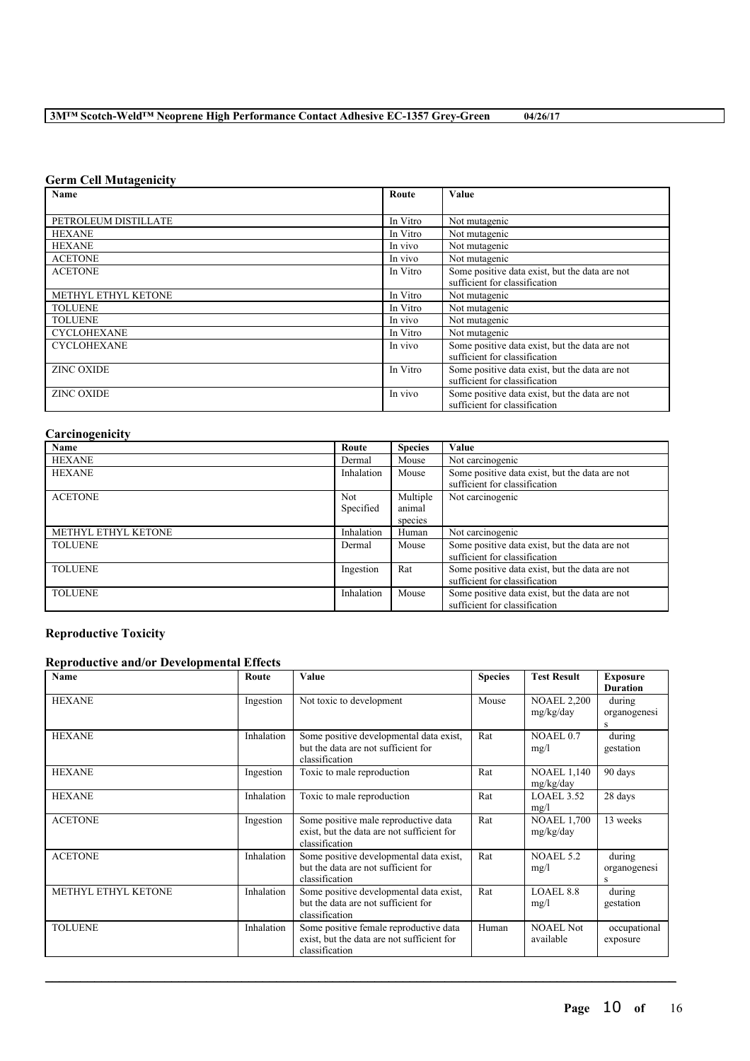### Germ Cell Mutagenicity

| Name | Route | Value |
| --- | --- | --- |
| PETROLEUM DISTILLATE | In Vitro | Not mutagenic |
| HEXANE | In Vitro | Not mutagenic |
| HEXANE | In vivo | Not mutagenic |
| ACETONE | In vivo | Not mutagenic |
| ACETONE | In Vitro | Some positive data exist, but the data are not sufficient for classification |
| METHYL ETHYL KETONE | In Vitro | Not mutagenic |
| TOLUENE | In Vitro | Not mutagenic |
| TOLUENE | In vivo | Not mutagenic |
| CYCLOHEXANE | In Vitro | Not mutagenic |
| CYCLOHEXANE | In vivo | Some positive data exist, but the data are not sufficient for classification |
| ZINC OXIDE | In Vitro | Some positive data exist, but the data are not sufficient for classification |
| ZINC OXIDE | In vivo | Some positive data exist, but the data are not sufficient for classification |

### Carcinogenicity

| Name | Route | Species | Value |
| --- | --- | --- | --- |
| HEXANE | Dermal | Mouse | Not carcinogenic |
| HEXANE | Inhalation | Mouse | Some positive data exist, but the data are not sufficient for classification |
| ACETONE | Not Specified | Multiple animal species | Not carcinogenic |
| METHYL ETHYL KETONE | Inhalation | Human | Not carcinogenic |
| TOLUENE | Dermal | Mouse | Some positive data exist, but the data are not sufficient for classification |
| TOLUENE | Ingestion | Rat | Some positive data exist, but the data are not sufficient for classification |
| TOLUENE | Inhalation | Mouse | Some positive data exist, but the data are not sufficient for classification |

### Reproductive Toxicity

#### Reproductive and/or Developmental Effects

| Name | Route | Value | Species | Test Result | Exposure Duration |
| --- | --- | --- | --- | --- | --- |
| HEXANE | Ingestion | Not toxic to development | Mouse | NOAEL 2,200 mg/kg/day | during organogenesis |
| HEXANE | Inhalation | Some positive developmental data exist, but the data are not sufficient for classification | Rat | NOAEL 0.7 mg/l | during gestation |
| HEXANE | Ingestion | Toxic to male reproduction | Rat | NOAEL 1,140 mg/kg/day | 90 days |
| HEXANE | Inhalation | Toxic to male reproduction | Rat | LOAEL 3.52 mg/l | 28 days |
| ACETONE | Ingestion | Some positive male reproductive data exist, but the data are not sufficient for classification | Rat | NOAEL 1,700 mg/kg/day | 13 weeks |
| ACETONE | Inhalation | Some positive developmental data exist, but the data are not sufficient for classification | Rat | NOAEL 5.2 mg/l | during organogenesis |
| METHYL ETHYL KETONE | Inhalation | Some positive developmental data exist, but the data are not sufficient for classification | Rat | LOAEL 8.8 mg/l | during gestation |
| TOLUENE | Inhalation | Some positive female reproductive data exist, but the data are not sufficient for classification | Human | NOAEL Not available | occupational exposure |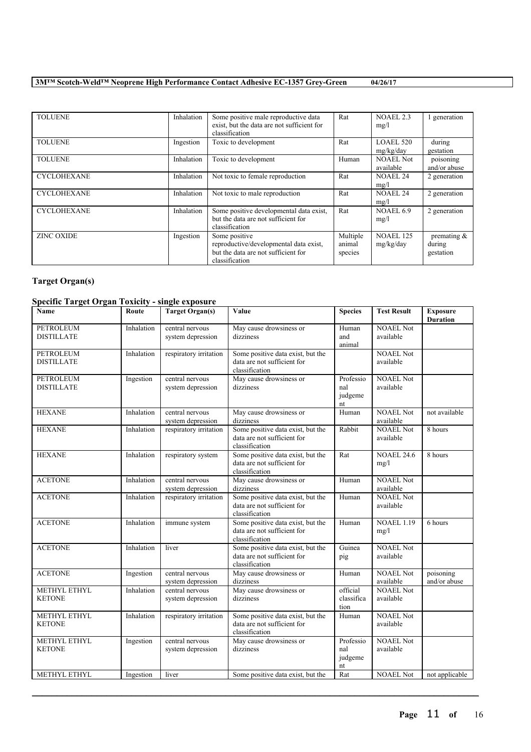| TOLUENE | Inhalation | Some positive male reproductive data exist, but the data are not sufficient for classification | Rat | NOAEL 2.3 mg/l | 1 generation |
|---|---|---|---|---|---|
| TOLUENE | Ingestion | Toxic to development | Rat | LOAEL 520 mg/kg/day | during gestation |
| TOLUENE | Inhalation | Toxic to development | Human | NOAEL Not available | poisoning and/or abuse |
| CYCLOHEXANE | Inhalation | Not toxic to female reproduction | Rat | NOAEL 24 mg/l | 2 generation |
| CYCLOHEXANE | Inhalation | Not toxic to male reproduction | Rat | NOAEL 24 mg/l | 2 generation |
| CYCLOHEXANE | Inhalation | Some positive developmental data exist, but the data are not sufficient for classification | Rat | NOAEL 6.9 mg/l | 2 generation |
| ZINC OXIDE | Ingestion | Some positive reproductive/developmental data exist, but the data are not sufficient for classification | Multiple animal species | NOAEL 125 mg/kg/day | premating & during gestation |

## Target Organ(s)

### Specific Target Organ Toxicity - single exposure

| Name | Route | Target Organ(s) | Value | Species | Test Result | Exposure Duration |
|---|---|---|---|---|---|---|
| PETROLEUM DISTILLATE | Inhalation | central nervous system depression | May cause drowsiness or dizziness | Human and animal | NOAEL Not available | |
| PETROLEUM DISTILLATE | Inhalation | respiratory irritation | Some positive data exist, but the data are not sufficient for classification | | NOAEL Not available | |
| PETROLEUM DISTILLATE | Ingestion | central nervous system depression | May cause drowsiness or dizziness | Professional judgement | NOAEL Not available | |
| HEXANE | Inhalation | central nervous system depression | May cause drowsiness or dizziness | Human | NOAEL Not available | not available |
| HEXANE | Inhalation | respiratory irritation | Some positive data exist, but the data are not sufficient for classification | Rabbit | NOAEL Not available | 8 hours |
| HEXANE | Inhalation | respiratory system | Some positive data exist, but the data are not sufficient for classification | Rat | NOAEL 24.6 mg/l | 8 hours |
| ACETONE | Inhalation | central nervous system depression | May cause drowsiness or dizziness | Human | NOAEL Not available | |
| ACETONE | Inhalation | respiratory irritation | Some positive data exist, but the data are not sufficient for classification | Human | NOAEL Not available | |
| ACETONE | Inhalation | immune system | Some positive data exist, but the data are not sufficient for classification | Human | NOAEL 1.19 mg/l | 6 hours |
| ACETONE | Inhalation | liver | Some positive data exist, but the data are not sufficient for classification | Guinea pig | NOAEL Not available | |
| ACETONE | Ingestion | central nervous system depression | May cause drowsiness or dizziness | Human | NOAEL Not available | poisoning and/or abuse |
| METHYL ETHYL KETONE | Inhalation | central nervous system depression | May cause drowsiness or dizziness | official classification | NOAEL Not available | |
| METHYL ETHYL KETONE | Inhalation | respiratory irritation | Some positive data exist, but the data are not sufficient for classification | Human | NOAEL Not available | |
| METHYL ETHYL KETONE | Ingestion | central nervous system depression | May cause drowsiness or dizziness | Professional judgement | NOAEL Not available | |
| METHYL ETHYL | Ingestion | liver | Some positive data exist, but the | Rat | NOAEL Not | not applicable |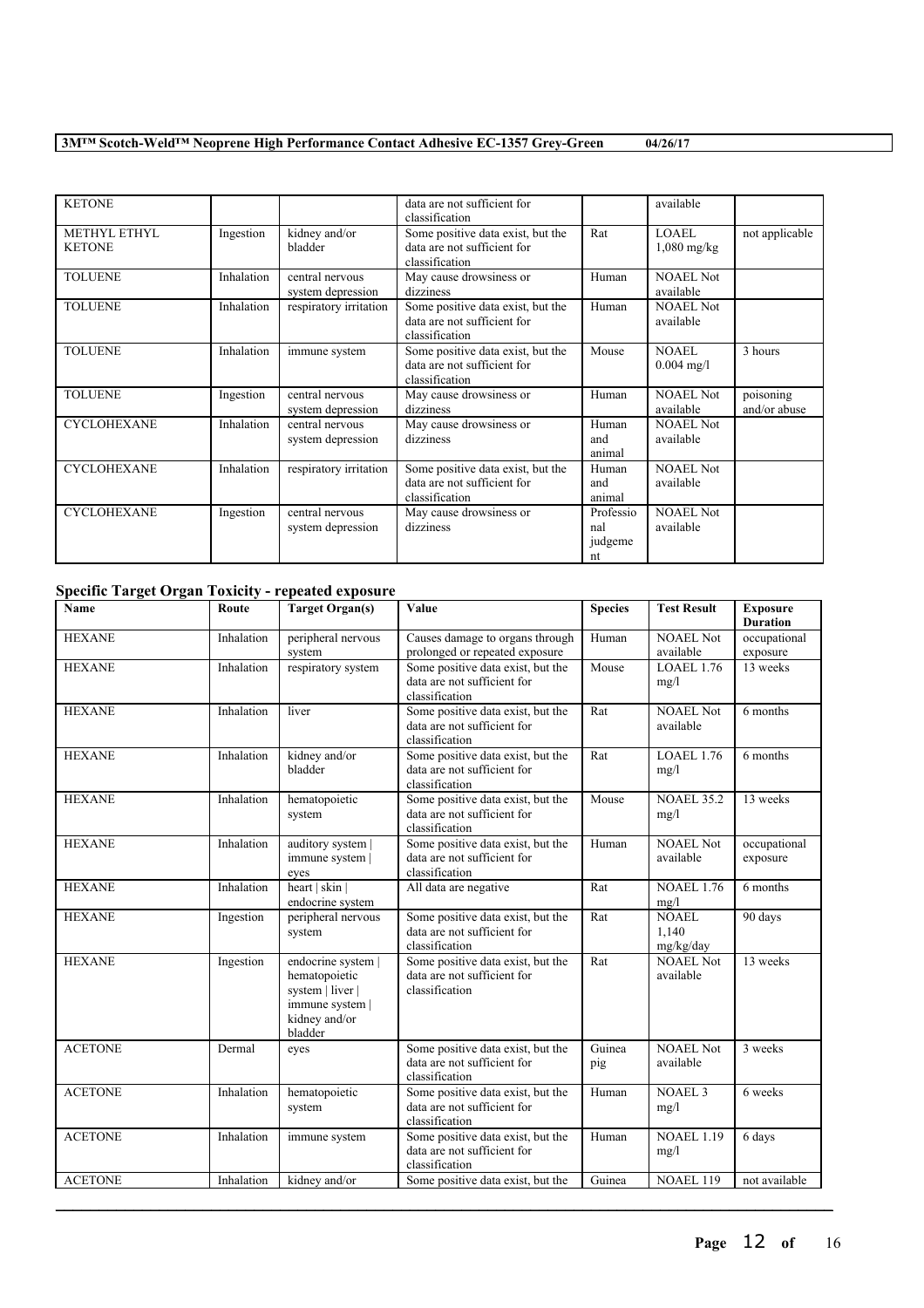| | | | | | | |
|---|---|---|---|---|---|---|
| KETONE | | | data are not sufficient for classification | | available | |
| METHYL ETHYL KETONE | Ingestion | kidney and/or bladder | Some positive data exist, but the data are not sufficient for classification | Rat | LOAEL 1,080 mg/kg | not applicable |
| TOLUENE | Inhalation | central nervous system depression | May cause drowsiness or dizziness | Human | NOAEL Not available | |
| TOLUENE | Inhalation | respiratory irritation | Some positive data exist, but the data are not sufficient for classification | Human | NOAEL Not available | |
| TOLUENE | Inhalation | immune system | Some positive data exist, but the data are not sufficient for classification | Mouse | NOAEL 0.004 mg/l | 3 hours |
| TOLUENE | Ingestion | central nervous system depression | May cause drowsiness or dizziness | Human | NOAEL Not available | poisoning and/or abuse |
| CYCLOHEXANE | Inhalation | central nervous system depression | May cause drowsiness or dizziness | Human and animal | NOAEL Not available | |
| CYCLOHEXANE | Inhalation | respiratory irritation | Some positive data exist, but the data are not sufficient for classification | Human and animal | NOAEL Not available | |
| CYCLOHEXANE | Ingestion | central nervous system depression | May cause drowsiness or dizziness | Professional judgement | NOAEL Not available | |

### Specific Target Organ Toxicity - repeated exposure

| Name | Route | Target Organ(s) | Value | Species | Test Result | Exposure Duration |
|---|---|---|---|---|---|---|
| HEXANE | Inhalation | peripheral nervous system | Causes damage to organs through prolonged or repeated exposure | Human | NOAEL Not available | occupational exposure |
| HEXANE | Inhalation | respiratory system | Some positive data exist, but the data are not sufficient for classification | Mouse | LOAEL 1.76 mg/l | 13 weeks |
| HEXANE | Inhalation | liver | Some positive data exist, but the data are not sufficient for classification | Rat | NOAEL Not available | 6 months |
| HEXANE | Inhalation | kidney and/or bladder | Some positive data exist, but the data are not sufficient for classification | Rat | LOAEL 1.76 mg/l | 6 months |
| HEXANE | Inhalation | hematopoietic system | Some positive data exist, but the data are not sufficient for classification | Mouse | NOAEL 35.2 mg/l | 13 weeks |
| HEXANE | Inhalation | auditory system \| immune system \| eyes | Some positive data exist, but the data are not sufficient for classification | Human | NOAEL Not available | occupational exposure |
| HEXANE | Inhalation | heart \| skin \| endocrine system | All data are negative | Rat | NOAEL 1.76 mg/l | 6 months |
| HEXANE | Ingestion | peripheral nervous system | Some positive data exist, but the data are not sufficient for classification | Rat | NOAEL 1,140 mg/kg/day | 90 days |
| HEXANE | Ingestion | endocrine system \| hematopoietic system \| liver \| immune system \| kidney and/or bladder | Some positive data exist, but the data are not sufficient for classification | Rat | NOAEL Not available | 13 weeks |
| ACETONE | Dermal | eyes | Some positive data exist, but the data are not sufficient for classification | Guinea pig | NOAEL Not available | 3 weeks |
| ACETONE | Inhalation | hematopoietic system | Some positive data exist, but the data are not sufficient for classification | Human | NOAEL 3 mg/l | 6 weeks |
| ACETONE | Inhalation | immune system | Some positive data exist, but the data are not sufficient for classification | Human | NOAEL 1.19 mg/l | 6 days |
| ACETONE | Inhalation | kidney and/or | Some positive data exist, but the | Guinea | NOAEL 119 | not available |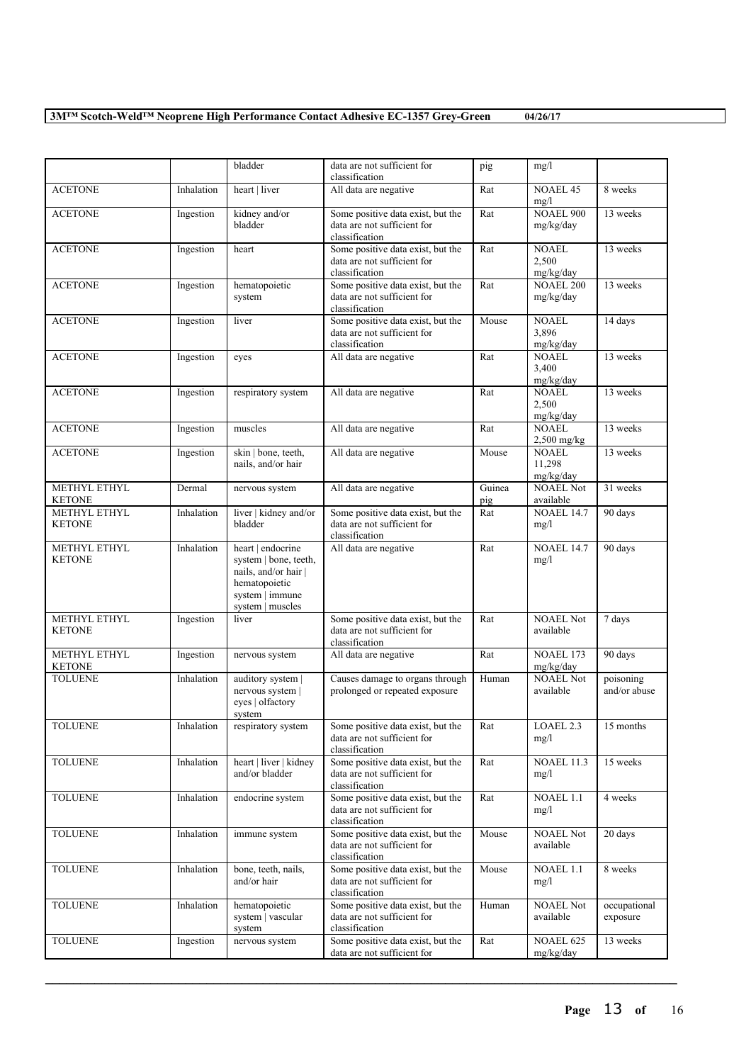|  |  | bladder | data are not sufficient for classification | pig | mg/l |  |
| --- | --- | --- | --- | --- | --- | --- |
| ACETONE | Inhalation | heart \| liver | All data are negative | Rat | NOAEL 45 mg/l | 8 weeks |
| ACETONE | Ingestion | kidney and/or bladder | Some positive data exist, but the data are not sufficient for classification | Rat | NOAEL 900 mg/kg/day | 13 weeks |
| ACETONE | Ingestion | heart | Some positive data exist, but the data are not sufficient for classification | Rat | NOAEL 2,500 mg/kg/day | 13 weeks |
| ACETONE | Ingestion | hematopoietic system | Some positive data exist, but the data are not sufficient for classification | Rat | NOAEL 200 mg/kg/day | 13 weeks |
| ACETONE | Ingestion | liver | Some positive data exist, but the data are not sufficient for classification | Mouse | NOAEL 3,896 mg/kg/day | 14 days |
| ACETONE | Ingestion | eyes | All data are negative | Rat | NOAEL 3,400 mg/kg/day | 13 weeks |
| ACETONE | Ingestion | respiratory system | All data are negative | Rat | NOAEL 2,500 mg/kg/day | 13 weeks |
| ACETONE | Ingestion | muscles | All data are negative | Rat | NOAEL 2,500 mg/kg | 13 weeks |
| ACETONE | Ingestion | skin \| bone, teeth, nails, and/or hair | All data are negative | Mouse | NOAEL 11,298 mg/kg/day | 13 weeks |
| METHYL ETHYL KETONE | Dermal | nervous system | All data are negative | Guinea pig | NOAEL Not available | 31 weeks |
| METHYL ETHYL KETONE | Inhalation | liver \| kidney and/or bladder | Some positive data exist, but the data are not sufficient for classification | Rat | NOAEL 14.7 mg/l | 90 days |
| METHYL ETHYL KETONE | Inhalation | heart \| endocrine system \| bone, teeth, nails, and/or hair \| hematopoietic system \| immune system \| muscles | All data are negative | Rat | NOAEL 14.7 mg/l | 90 days |
| METHYL ETHYL KETONE | Ingestion | liver | Some positive data exist, but the data are not sufficient for classification | Rat | NOAEL Not available | 7 days |
| METHYL ETHYL KETONE | Ingestion | nervous system | All data are negative | Rat | NOAEL 173 mg/kg/day | 90 days |
| TOLUENE | Inhalation | auditory system \| nervous system \| eyes \| olfactory system | Causes damage to organs through prolonged or repeated exposure | Human | NOAEL Not available | poisoning and/or abuse |
| TOLUENE | Inhalation | respiratory system | Some positive data exist, but the data are not sufficient for classification | Rat | LOAEL 2.3 mg/l | 15 months |
| TOLUENE | Inhalation | heart \| liver \| kidney and/or bladder | Some positive data exist, but the data are not sufficient for classification | Rat | NOAEL 11.3 mg/l | 15 weeks |
| TOLUENE | Inhalation | endocrine system | Some positive data exist, but the data are not sufficient for classification | Rat | NOAEL 1.1 mg/l | 4 weeks |
| TOLUENE | Inhalation | immune system | Some positive data exist, but the data are not sufficient for classification | Mouse | NOAEL Not available | 20 days |
| TOLUENE | Inhalation | bone, teeth, nails, and/or hair | Some positive data exist, but the data are not sufficient for classification | Mouse | NOAEL 1.1 mg/l | 8 weeks |
| TOLUENE | Inhalation | hematopoietic system \| vascular system | Some positive data exist, but the data are not sufficient for classification | Human | NOAEL Not available | occupational exposure |
| TOLUENE | Ingestion | nervous system | Some positive data exist, but the data are not sufficient for | Rat | NOAEL 625 mg/kg/day | 13 weeks |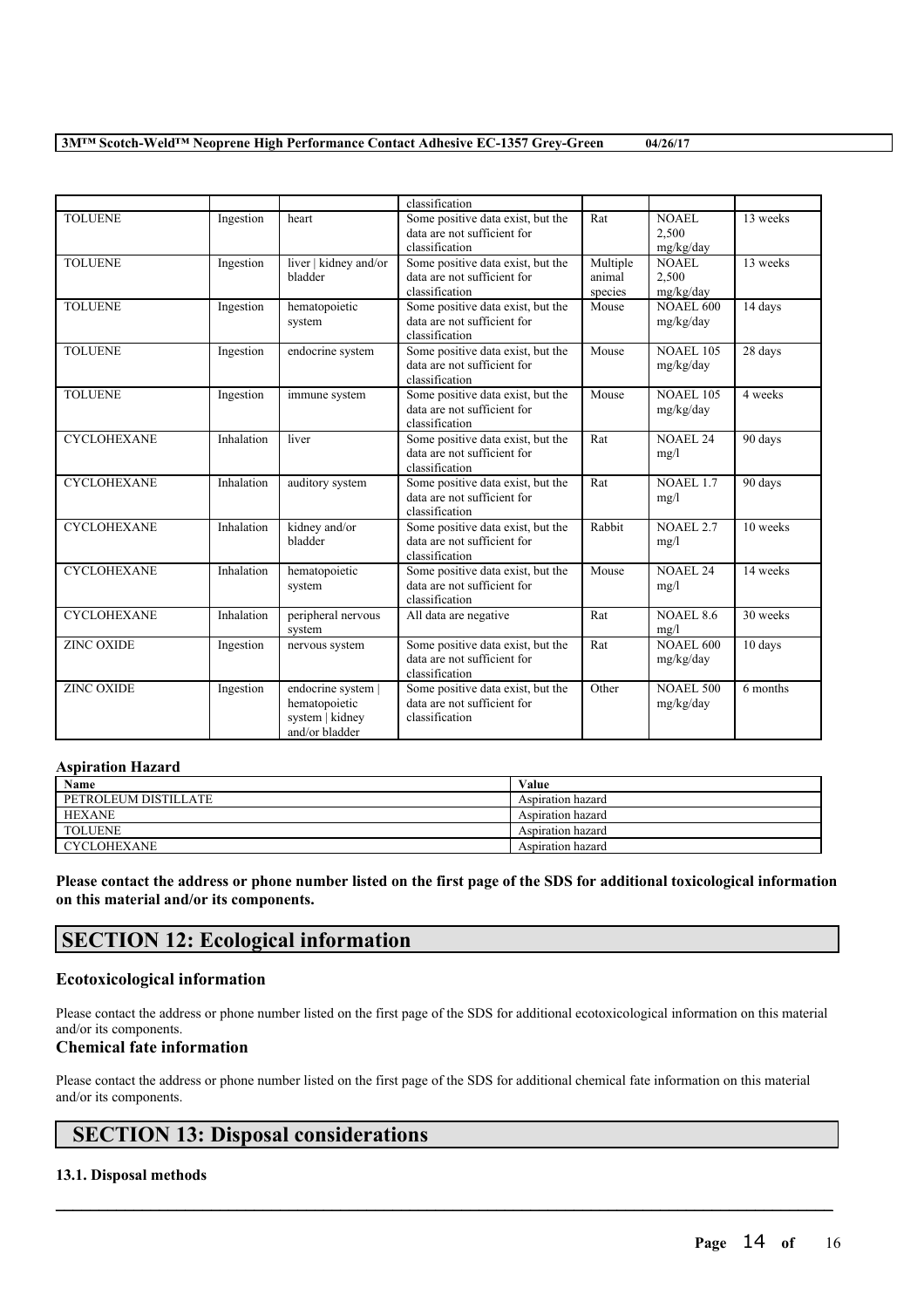| | | | classification | | | |
|---|---|---|---|---|---|---|
| TOLUENE | Ingestion | heart | Some positive data exist, but the data are not sufficient for classification | Rat | NOAEL 2,500 mg/kg/day | 13 weeks |
| TOLUENE | Ingestion | liver \| kidney and/or bladder | Some positive data exist, but the data are not sufficient for classification | Multiple animal species | NOAEL 2,500 mg/kg/day | 13 weeks |
| TOLUENE | Ingestion | hematopoietic system | Some positive data exist, but the data are not sufficient for classification | Mouse | NOAEL 600 mg/kg/day | 14 days |
| TOLUENE | Ingestion | endocrine system | Some positive data exist, but the data are not sufficient for classification | Mouse | NOAEL 105 mg/kg/day | 28 days |
| TOLUENE | Ingestion | immune system | Some positive data exist, but the data are not sufficient for classification | Mouse | NOAEL 105 mg/kg/day | 4 weeks |
| CYCLOHEXANE | Inhalation | liver | Some positive data exist, but the data are not sufficient for classification | Rat | NOAEL 24 mg/l | 90 days |
| CYCLOHEXANE | Inhalation | auditory system | Some positive data exist, but the data are not sufficient for classification | Rat | NOAEL 1.7 mg/l | 90 days |
| CYCLOHEXANE | Inhalation | kidney and/or bladder | Some positive data exist, but the data are not sufficient for classification | Rabbit | NOAEL 2.7 mg/l | 10 weeks |
| CYCLOHEXANE | Inhalation | hematopoietic system | Some positive data exist, but the data are not sufficient for classification | Mouse | NOAEL 24 mg/l | 14 weeks |
| CYCLOHEXANE | Inhalation | peripheral nervous system | All data are negative | Rat | NOAEL 8.6 mg/l | 30 weeks |
| ZINC OXIDE | Ingestion | nervous system | Some positive data exist, but the data are not sufficient for classification | Rat | NOAEL 600 mg/kg/day | 10 days |
| ZINC OXIDE | Ingestion | endocrine system \| hematopoietic system \| kidney and/or bladder | Some positive data exist, but the data are not sufficient for classification | Other | NOAEL 500 mg/kg/day | 6 months |

**Aspiration Hazard**

| Name | Value |
|---|---|
| PETROLEUM DISTILLATE | Aspiration hazard |
| HEXANE | Aspiration hazard |
| TOLUENE | Aspiration hazard |
| CYCLOHEXANE | Aspiration hazard |

**Please contact the address or phone number listed on the first page of the SDS for additional toxicological information on this material and/or its components.**

## SECTION 12: Ecological information

### Ecotoxicological information

Please contact the address or phone number listed on the first page of the SDS for additional ecotoxicological information on this material and/or its components.

### Chemical fate information

Please contact the address or phone number listed on the first page of the SDS for additional chemical fate information on this material and/or its components.

## SECTION 13: Disposal considerations

#### 13.1. Disposal methods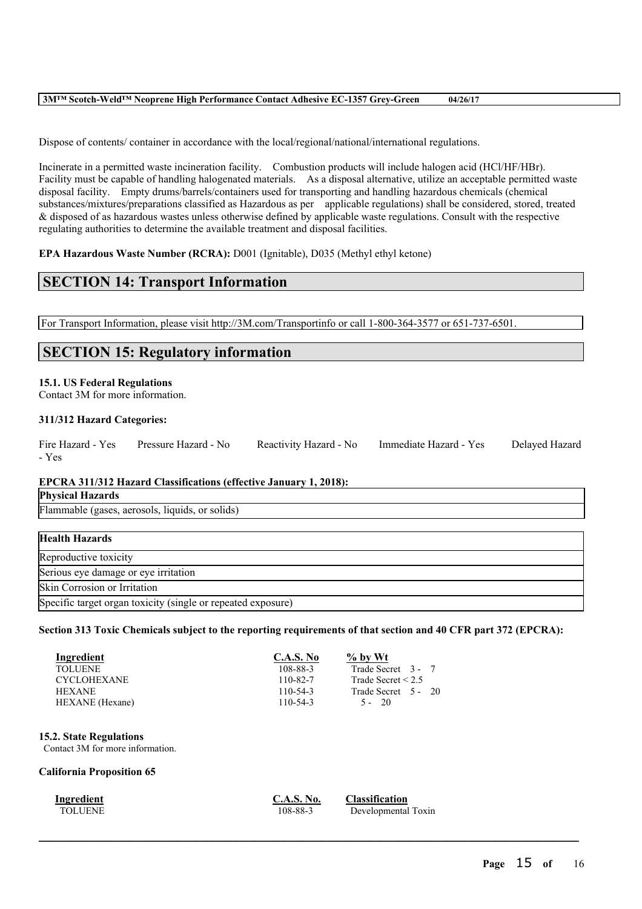Dispose of contents/ container in accordance with the local/regional/national/international regulations.

Incinerate in a permitted waste incineration facility. Combustion products will include halogen acid (HCl/HF/HBr). Facility must be capable of handling halogenated materials. As a disposal alternative, utilize an acceptable permitted waste disposal facility. Empty drums/barrels/containers used for transporting and handling hazardous chemicals (chemical substances/mixtures/preparations classified as Hazardous as per applicable regulations) shall be considered, stored, treated & disposed of as hazardous wastes unless otherwise defined by applicable waste regulations. Consult with the respective regulating authorities to determine the available treatment and disposal facilities.

**EPA Hazardous Waste Number (RCRA):** D001 (Ignitable), D035 (Methyl ethyl ketone)

## SECTION 14: Transport Information

For Transport Information, please visit http://3M.com/Transportinfo or call 1-800-364-3577 or 651-737-6501.

## SECTION 15: Regulatory information

### 15.1. US Federal Regulations

Contact 3M for more information.

**311/312 Hazard Categories:**

Fire Hazard - Yes  Pressure Hazard - No  Reactivity Hazard - No  Immediate Hazard - Yes  Delayed Hazard - Yes

**EPCRA 311/312 Hazard Classifications (effective January 1, 2018):**

| Physical Hazards |
|---|
| Flammable (gases, aerosols, liquids, or solids) |

| Health Hazards |
|---|
| Reproductive toxicity |
| Serious eye damage or eye irritation |
| Skin Corrosion or Irritation |
| Specific target organ toxicity (single or repeated exposure) |

**Section 313 Toxic Chemicals subject to the reporting requirements of that section and 40 CFR part 372 (EPCRA):**

| Ingredient | C.A.S. No | % by Wt |
|---|---|---|
| TOLUENE | 108-88-3 | Trade Secret 3 - 7 |
| CYCLOHEXANE | 110-82-7 | Trade Secret < 2.5 |
| HEXANE | 110-54-3 | Trade Secret 5 - 20 |
| HEXANE (Hexane) | 110-54-3 | 5 - 20 |

### 15.2. State Regulations

Contact 3M for more information.

**California Proposition 65**

| Ingredient | C.A.S. No. | Classification |
|---|---|---|
| TOLUENE | 108-88-3 | Developmental Toxin |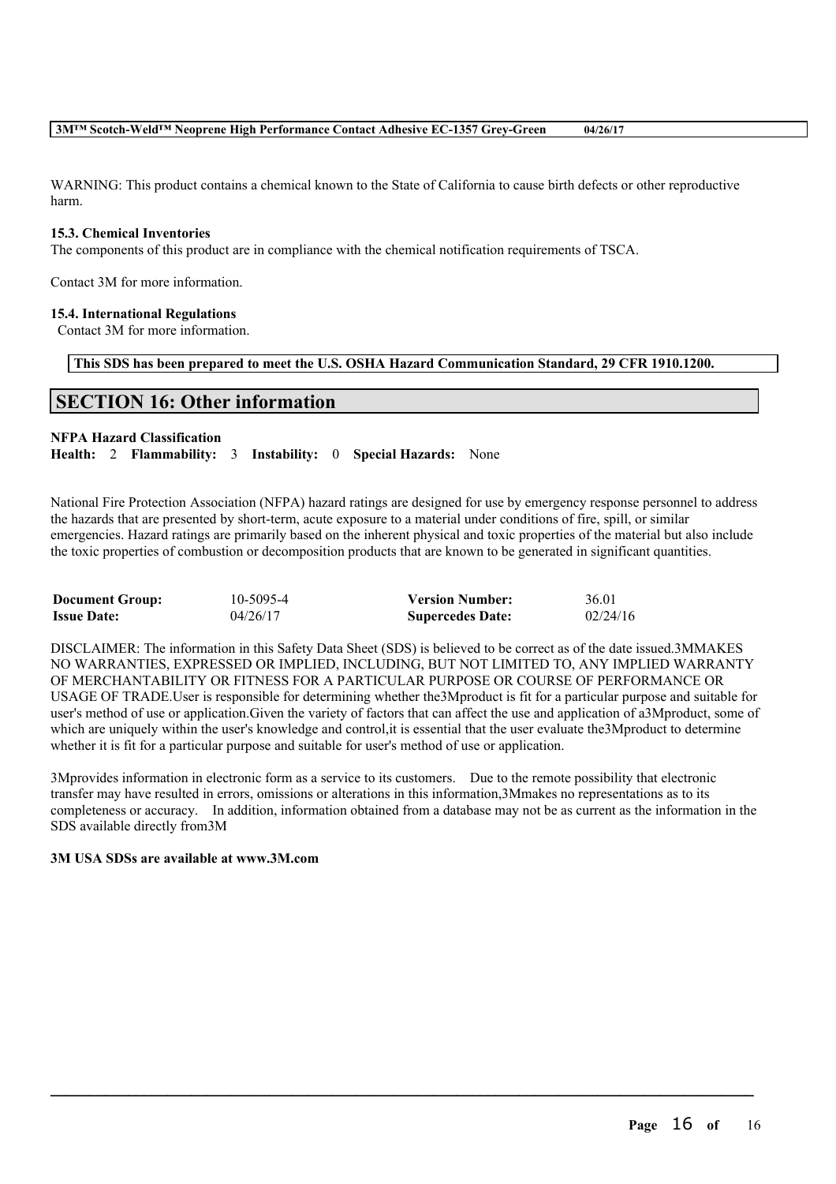WARNING: This product contains a chemical known to the State of California to cause birth defects or other reproductive harm.

**15.3. Chemical Inventories**

The components of this product are in compliance with the chemical notification requirements of TSCA.

Contact 3M for more information.

**15.4. International Regulations**

Contact 3M for more information.

**This SDS has been prepared to meet the U.S. OSHA Hazard Communication Standard, 29 CFR 1910.1200.**

## SECTION 16: Other information

**NFPA Hazard Classification**

**Health:** 2 **Flammability:** 3 **Instability:** 0 **Special Hazards:** None

National Fire Protection Association (NFPA) hazard ratings are designed for use by emergency response personnel to address the hazards that are presented by short-term, acute exposure to a material under conditions of fire, spill, or similar emergencies. Hazard ratings are primarily based on the inherent physical and toxic properties of the material but also include the toxic properties of combustion or decomposition products that are known to be generated in significant quantities.

| | | | |
|---|---|---|---|
| **Document Group:** | 10-5095-4 | **Version Number:** | 36.01 |
| **Issue Date:** | 04/26/17 | **Supercedes Date:** | 02/24/16 |

DISCLAIMER: The information in this Safety Data Sheet (SDS) is believed to be correct as of the date issued.3MMAKES NO WARRANTIES, EXPRESSED OR IMPLIED, INCLUDING, BUT NOT LIMITED TO, ANY IMPLIED WARRANTY OF MERCHANTABILITY OR FITNESS FOR A PARTICULAR PURPOSE OR COURSE OF PERFORMANCE OR USAGE OF TRADE.User is responsible for determining whether the3Mproduct is fit for a particular purpose and suitable for user's method of use or application.Given the variety of factors that can affect the use and application of a3Mproduct, some of which are uniquely within the user's knowledge and control,it is essential that the user evaluate the3Mproduct to determine whether it is fit for a particular purpose and suitable for user's method of use or application.

3Mprovides information in electronic form as a service to its customers. Due to the remote possibility that electronic transfer may have resulted in errors, omissions or alterations in this information,3Mmakes no representations as to its completeness or accuracy. In addition, information obtained from a database may not be as current as the information in the SDS available directly from3M

**3M USA SDSs are available at www.3M.com**